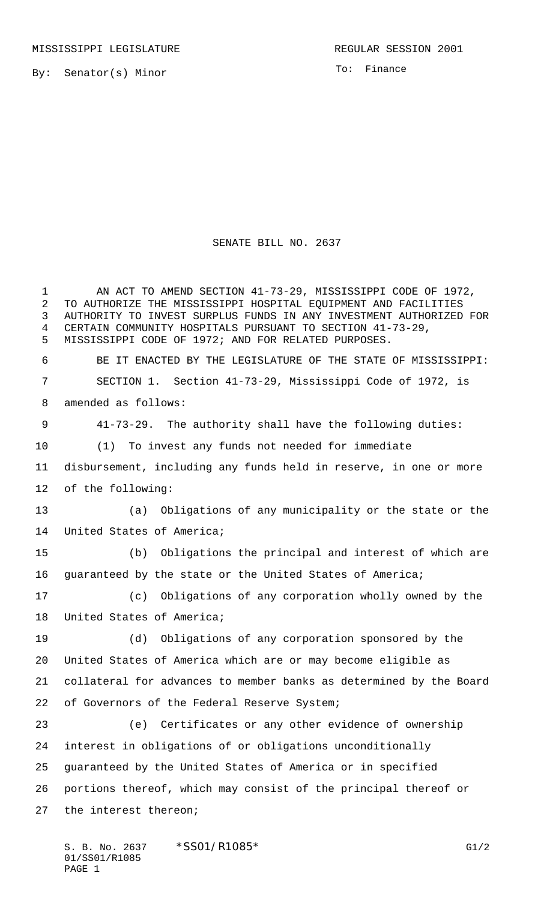MISSISSIPPI LEGISLATURE

REGULAR SESSION 2001

By: Senator(s) Minor

To: Finance

# SENATE BILL NO. 2637

AN ACT TO AMEND SECTION 41-73-29, MISSISSIPPI CODE OF 1972, TO AUTHORIZE THE MISSISSIPPI HOSPITAL EQUIPMENT AND FACILITIES AUTHORITY TO INVEST SURPLUS FUNDS IN ANY INVESTMENT AUTHORIZED FOR CERTAIN COMMUNITY HOSPITALS PURSUANT TO SECTION 41-73-29, MISSISSIPPI CODE OF 1972; AND FOR RELATED PURPOSES.

BE IT ENACTED BY THE LEGISLATURE OF THE STATE OF MISSISSIPPI:

SECTION 1. Section 41-73-29, Mississippi Code of 1972, is amended as follows:

41-73-29. The authority shall have the following duties:

(1) To invest any funds not needed for immediate disbursement, including any funds held in reserve, in one or more of the following:

(a) Obligations of any municipality or the state or the United States of America;

(b) Obligations the principal and interest of which are guaranteed by the state or the United States of America;

(c) Obligations of any corporation wholly owned by the United States of America;

(d) Obligations of any corporation sponsored by the United States of America which are or may become eligible as collateral for advances to member banks as determined by the Board of Governors of the Federal Reserve System;

(e) Certificates or any other evidence of ownership interest in obligations of or obligations unconditionally guaranteed by the United States of America or in specified portions thereof, which may consist of the principal thereof or the interest thereon;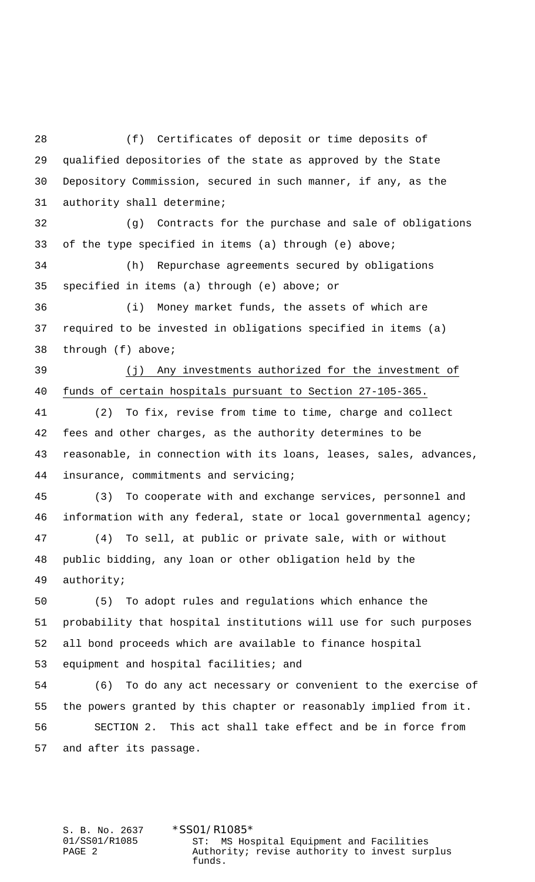(f) Certificates of deposit or time deposits of qualified depositories of the state as approved by the State Depository Commission, secured in such manner, if any, as the authority shall determine;

(g) Contracts for the purchase and sale of obligations of the type specified in items (a) through (e) above;

(h) Repurchase agreements secured by obligations specified in items (a) through (e) above; or

(i) Money market funds, the assets of which are required to be invested in obligations specified in items (a) through (f) above;

(j) Any investments authorized for the investment of funds of certain hospitals pursuant to Section 27-105-365.

(2) To fix, revise from time to time, charge and collect fees and other charges, as the authority determines to be reasonable, in connection with its loans, leases, sales, advances, insurance, commitments and servicing;

(3) To cooperate with and exchange services, personnel and information with any federal, state or local governmental agency;

(4) To sell, at public or private sale, with or without public bidding, any loan or other obligation held by the authority;

(5) To adopt rules and regulations which enhance the probability that hospital institutions will use for such purposes all bond proceeds which are available to finance hospital equipment and hospital facilities; and

(6) To do any act necessary or convenient to the exercise of the powers granted by this chapter or reasonably implied from it.

SECTION 2. This act shall take effect and be in force from and after its passage.